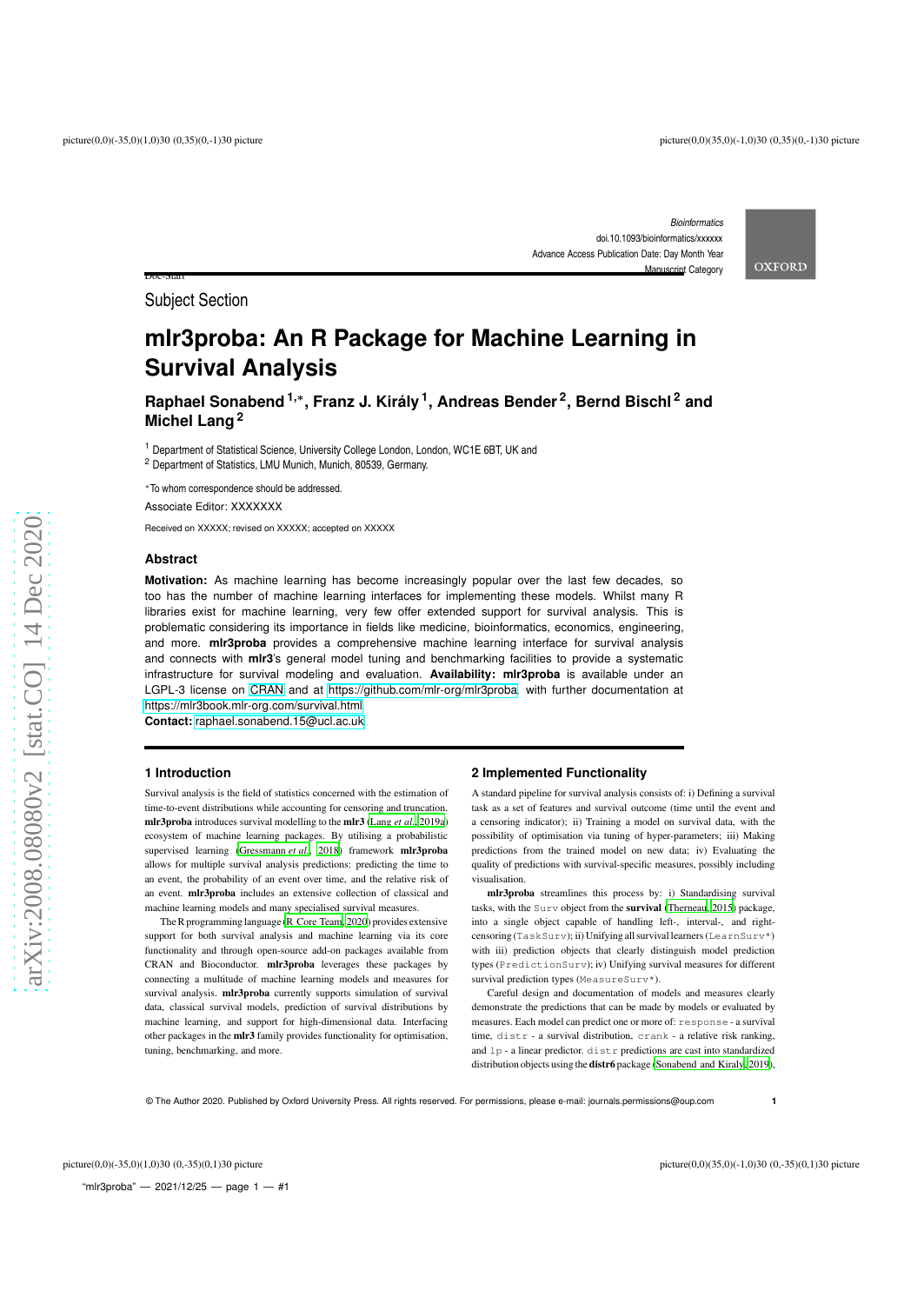Subject Section

# mlr3proba: An R Package for Machine Learning in Survival Analysis

**Raphael Sonabend [1,*], Franz J. Király [1], Andreas Bender [2], Bernd Bischl [2] and Michel Lang [2]**

[1] Department of Statistical Science, University College London, London, WC1E 6BT, UK and
[2] Department of Statistics, LMU Munich, Munich, 80539, Germany.

*To whom correspondence should be addressed.

Associate Editor: XXXXXXX

Received on XXXXX; revised on XXXXX; accepted on XXXXX

### Abstract

**Motivation:** As machine learning has become increasingly popular over the last few decades, so too has the number of machine learning interfaces for implementing these models. Whilst many R libraries exist for machine learning, very few offer extended support for survival analysis. This is problematic considering its importance in fields like medicine, bioinformatics, economics, engineering, and more. **mlr3proba** provides a comprehensive machine learning interface for survival analysis and connects with **mlr3**'s general model tuning and benchmarking facilities to provide a systematic infrastructure for survival modeling and evaluation. **Availability: mlr3proba** is available under an LGPL-3 license on CRAN and at https://github.com/mlr-org/mlr3proba, with further documentation at https://mlr3book.mlr-org.com/survival.html.
**Contact:** raphael.sonabend.15@ucl.ac.uk

## 1 Introduction

Survival analysis is the field of statistics concerned with the estimation of time-to-event distributions while accounting for censoring and truncation. **mlr3proba** introduces survival modelling to the **mlr3** (Lang *et al.*, 2019a) ecosystem of machine learning packages. By utilising a probabilistic supervised learning (Gressmann *et al.*, 2018) framework **mlr3proba** allows for multiple survival analysis predictions: predicting the time to an event, the probability of an event over time, and the relative risk of an event. **mlr3proba** includes an extensive collection of classical and machine learning models and many specialised survival measures.

The R programming language (R Core Team, 2020) provides extensive support for both survival analysis and machine learning via its core functionality and through open-source add-on packages available from CRAN and Bioconductor. **mlr3proba** leverages these packages by connecting a multitude of machine learning models and measures for survival analysis. **mlr3proba** currently supports simulation of survival data, classical survival models, prediction of survival distributions by machine learning, and support for high-dimensional data. Interfacing other packages in the **mlr3** family provides functionality for optimisation, tuning, benchmarking, and more.

## 2 Implemented Functionality

A standard pipeline for survival analysis consists of: i) Defining a survival task as a set of features and survival outcome (time until the event and a censoring indicator); ii) Training a model on survival data, with the possibility of optimisation via tuning of hyper-parameters; iii) Making predictions from the trained model on new data; iv) Evaluating the quality of predictions with survival-specific measures, possibly including visualisation.

**mlr3proba** streamlines this process by: i) Standardising survival tasks, with the `Surv` object from the **survival** (Therneau, 2015) package, into a single object capable of handling left-, interval-, and right-censoring (`TaskSurv`); ii) Unifying all survival learners (`LearnSurv*`) with iii) prediction objects that clearly distinguish model prediction types (`PredictionSurv`); iv) Unifying survival measures for different survival prediction types (`MeasureSurv*`).

Careful design and documentation of models and measures clearly demonstrate the predictions that can be made by models or evaluated by measures. Each model can predict one or more of: `response` - a survival time, `distr` - a survival distribution, `crank` - a relative risk ranking, and `lp` - a linear predictor. `distr` predictions are cast into standardized distribution objects using the **distr6** package (Sonabend and Kiraly, 2019),

© The Author 2020. Published by Oxford University Press. All rights reserved. For permissions, please e-mail: journals.permissions@oup.com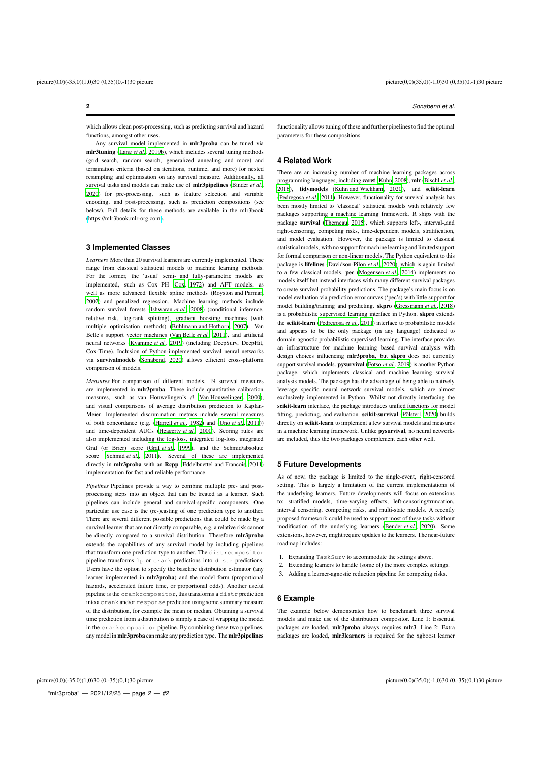which allows clean post-processing, such as predicting survival and hazard functions, amongst other uses.

Any survival model implemented in **mlr3proba** can be tuned via **mlr3tuning** (Lang *et al.*, 2019b), which includes several tuning methods (grid search, random search, generalized annealing and more) and termination criteria (based on iterations, runtime, and more) for nested resampling and optimisation on any survival measure. Additionally, all survival tasks and models can make use of **mlr3pipelines** (Binder *et al.*, 2020) for pre-processing, such as feature selection and variable encoding, and post-processing, such as prediction compositions (see below). Full details for these methods are available in the mlr3book (https://mlr3book.mlr-org.com).

## 3 Implemented Classes

*Learners* More than 20 survival learners are currently implemented. These range from classical statistical models to machine learning methods. For the former, the 'usual' semi- and fully-parametric models are implemented, such as Cox PH (Cox, 1972) and AFT models, as well as more advanced flexible spline methods (Royston and Parmar, 2002) and penalized regression. Machine learning methods include random survival forests (Ishwaran *et al.*, 2008) (conditional inference, relative risk, log-rank splitting), gradient boosting machines (with multiple optimisation methods) (Buhlmann and Hothorn, 2007), Van Belle's support vector machines (Van Belle *et al.*, 2011), and artificial neural networks (Kvamme *et al.*, 2019) (including DeepSurv, DeepHit, Cox-Time). Inclusion of Python-implemented survival neural networks via **survivalmodels** (Sonabend, 2020) allows efficient cross-platform comparison of models.

*Measures* For comparison of different models, 19 survival measures are implemented in **mlr3proba**. These include quantitative calibration measures, such as van Houwelingen's $\beta$ (Van Houwelingen, 2000), and visual comparisons of average distribution prediction to Kaplan-Meier. Implemented discrimination metrics include several measures of both concordance (e.g. (Harrell *et al.*, 1982) and (Uno *et al.*, 2011)) and time-dependent AUCs (Heagerty *et al.*, 2000). Scoring rules are also implemented including the log-loss, integrated log-loss, integrated Graf (or Brier) score (Graf *et al.*, 1999), and the Schmid/absolute score (Schmid *et al.*, 2011). Several of these are implemented directly in **mlr3proba** with an **Rcpp** (Eddelbuettel and Francois, 2011) implementation for fast and reliable performance.

*Pipelines* Pipelines provide a way to combine multiple pre- and post-processing steps into an object that can be treated as a learner. Such pipelines can include general and survival-specific components. One particular use case is the (re-)casting of one prediction type to another. There are several different possible predictions that could be made by a survival learner that are not directly comparable, e.g. a relative risk cannot be directly compared to a survival distribution. Therefore **mlr3proba** extends the capabilities of any survival model by including pipelines that transform one prediction type to another. The `distrcompositor` pipeline transforms `lp` or `crank` predictions into `distr` predictions. Users have the option to specify the baseline distribution estimator (any learner implemented in **mlr3proba**) and the model form (proportional hazards, accelerated failure time, or proportional odds). Another useful pipeline is the `crankcompositor`, this transforms a `distr` prediction into a `crank` and/or `response` prediction using some summary measure of the distribution, for example the mean or median. Obtaining a survival time prediction from a distribution is simply a case of wrapping the model in the `crankcompositor` pipeline. By combining these two pipelines, any model in **mlr3proba** can make any prediction type. The **mlr3pipelines** functionality allows tuning of these and further pipelines to find the optimal parameters for these compositions.

## 4 Related Work

There are an increasing number of machine learning packages across programming languages, including **caret** (Kuhn, 2008), **mlr** (Bischl *et al.*, 2016), **tidymodels** (Kuhn and Wickham, 2020), and **scikit-learn** (Pedregosa *et al.*, 2011). However, functionality for survival analysis has been mostly limited to 'classical' statistical models with relatively few packages supporting a machine learning framework. R ships with the package **survival** (Therneau, 2015), which supports left-, interval-,and right-censoring, competing risks, time-dependent models, stratification, and model evaluation. However, the package is limited to classical statistical models, with no support for machine learning and limited support for formal comparison or non-linear models. The Python equivalent to this package is **lifelines** (Davidson-Pilon *et al.*, 2020), which is again limited to a few classical models. **pec** (Mogensen *et al.*, 2014) implements no models itself but instead interfaces with many different survival packages to create survival probability predictions. The package's main focus is on model evaluation via prediction error curves ('pec's) with little support for model building/training and predicting. **skpro** (Gressmann *et al.*, 2018) is a probabilistic supervised learning interface in Python. **skpro** extends the **scikit-learn** (Pedregosa *et al.*, 2011) interface to probabilistic models and appears to be the only package (in any language) dedicated to domain-agnostic probabilistic supervised learning. The interface provides an infrastructure for machine learning based survival analysis with design choices influencing **mlr3proba**, but **skpro** does not currently support survival models. **pysurvival** (Fotso *et al.*, 2019) is another Python package, which implements classical and machine learning survival analysis models. The package has the advantage of being able to natively leverage specific neural network survival models, which are almost exclusively implemented in Python. Whilst not directly interfacing the **scikit-learn** interface, the package introduces unified functions for model fitting, predicting, and evaluation. **scikit-survival** (Pölsterl, 2020) builds directly on **scikit-learn** to implement a few survival models and measures in a machine learning framework. Unlike **pysurvival**, no neural networks are included, thus the two packages complement each other well.

## 5 Future Developments

As of now, the package is limited to the single-event, right-censored setting. This is largely a limitation of the current implementations of the underlying learners. Future developments will focus on extensions to: stratified models, time-varying effects, left-censoring/truncation, interval censoring, competing risks, and multi-state models. A recently proposed framework could be used to support most of these tasks without modification of the underlying learners (Bender *et al.*, 2020). Some extensions, however, might require updates to the learners. The near-future roadmap includes:

1. Expanding `TaskSurv` to accommodate the settings above.
2. Extending learners to handle (some of) the more complex settings.
3. Adding a learner-agnostic reduction pipeline for competing risks.

## 6 Example

The example below demonstrates how to benchmark three survival models and make use of the distribution compositor. Line 1: Essential packages are loaded, **mlr3proba** always requires **mlr3**. Line 2: Extra packages are loaded, **mlr3learners** is required for the xgboost learner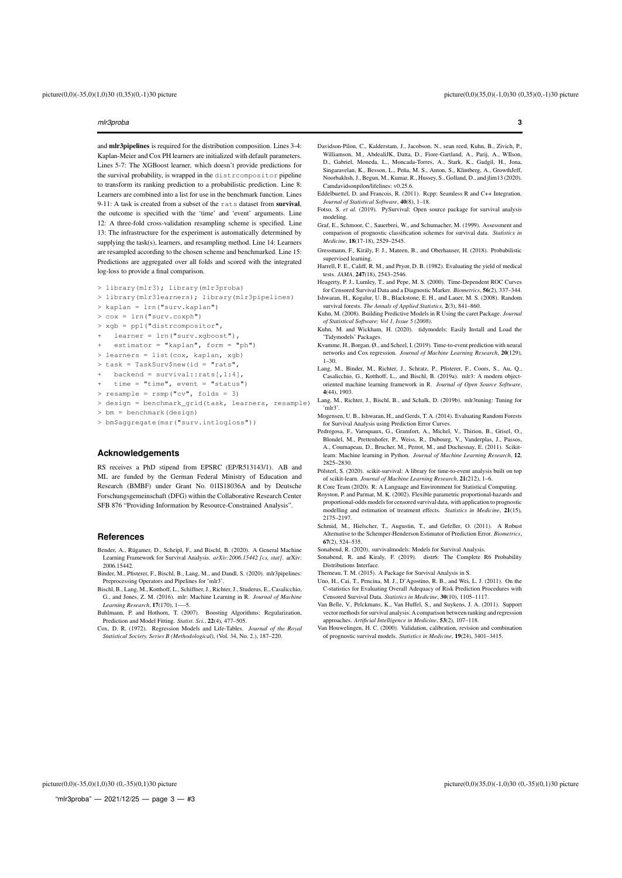and **mlr3pipelines** is required for the distribution composition. Lines 3-4: Kaplan-Meier and Cox PH learners are initialized with default parameters. Lines 5-7: The XGBoost learner, which doesn't provide predictions for the survival probability, is wrapped in the `distrcompositor` pipeline to transform its ranking prediction to a probabilistic prediction. Line 8: Learners are combined into a list for use in the benchmark function. Lines 9-11: A task is created from a subset of the `rats` dataset from **survival**, the outcome is specified with the 'time' and 'event' arguments. Line 12: A three-fold cross-validation resampling scheme is specified. Line 13: The infrastructure for the experiment is automatically determined by supplying the task(s), learners, and resampling method. Line 14: Learners are resampled according to the chosen scheme and benchmarked. Line 15: Predictions are aggregated over all folds and scored with the integrated log-loss to provide a final comparison.

```
> library(mlr3); library(mlr3proba)
> library(mlr3learners); library(mlr3pipelines)
> kaplan = lrn("surv.kaplan")
> cox = lrn("surv.coxph")
> xgb = ppl("distrcompositor",
+   learner = lrn("surv.xgboost"),
+   estimator = "kaplan", form = "ph")
> learners = list(cox, kaplan, xgb)
> task = TaskSurv$new(id = "rats",
+   backend = survival::rats[,1:4],
+   time = "time", event = "status")
> resample = rsmp("cv", folds = 3)
> design = benchmark_grid(task, learners, resample)
> bm = benchmark(design)
> bm$aggregate(msr("surv.intlogloss"))
```

## Acknowledgements

RS receives a PhD stipend from EPSRC (EP/R513143/1). AB and ML are funded by the German Federal Ministry of Education and Research (BMBF) under Grant No. 01IS18036A and by Deutsche Forschungsgemeinschaft (DFG) within the Collaborative Research Center SFB 876 "Providing Information by Resource-Constrained Analysis".

## References

Bender, A., Rügamer, D., Scheipl, F., and Bischl, B. (2020). A General Machine Learning Framework for Survival Analysis. *arXiv:2006.15442 [cs, stat]*. arXiv: 2006.15442.

Binder, M., Pfisterer, F., Bischl, B., Lang, M., and Dandl, S. (2020). mlr3pipelines: Preprocessing Operators and Pipelines for 'mlr3'.

Bischl, B., Lang, M., Kotthoff, L., Schiffner, J., Richter, J., Studerus, E., Casalicchio, G., and Jones, Z. M. (2016). mlr: Machine Learning in R. *Journal of Machine Learning Research*, **17**(170), 1—5.

Buhlmann, P. and Hothorn, T. (2007). Boosting Algorithms: Regularization, Prediction and Model Fitting. *Statist. Sci.*, **22**(4), 477–505.

Cox, D. R. (1972). Regression Models and Life-Tables. *Journal of the Royal Statistical Society. Series B (Methodological)*, (Vol. 34, No. 2.), 187–220.

Davidson-Pilon, C., Kalderstam, J., Jacobson, N., sean reed, Kuhn, B., Zivich, P., Williamson, M., AbdealiJK, Datta, D., Fiore-Gartland, A., Parij, A., WIlson, D., Gabriel, Moneda, L., Moncada-Torres, A., Stark, K., Gadgil, H., Jona, Singaravelan, K., Besson, L., Peña, M. S., Anton, S., Klintberg, A., GrowthJeff, Noorbakhsh, J., Begun, M., Kumar, R., Hussey, S., Golland, D., and jlim13 (2020). Camdavidsonpilon/lifelines: v0.25.6.

Eddelbuettel, D. and Francois, R. (2011). Rcpp: Seamless R and C++ Integration. *Journal of Statistical Software*, **40**(8), 1–18.

Fotso, S. *et al.* (2019). PySurvival: Open source package for survival analysis modeling.

Graf, E., Schmoor, C., Sauerbrei, W., and Schumacher, M. (1999). Assessment and comparison of prognostic classification schemes for survival data. *Statistics in Medicine*, **18**(17-18), 2529–2545.

Gressmann, F., Király, F. J., Mateen, B., and Oberhauser, H. (2018). Probabilistic supervised learning.

Harrell, F. E., Califf, R. M., and Pryor, D. B. (1982). Evaluating the yield of medical tests. *JAMA*, **247**(18), 2543–2546.

Heagerty, P. J., Lumley, T., and Pepe, M. S. (2000). Time-Dependent ROC Curves for Censored Survival Data and a Diagnostic Marker. *Biometrics*, **56**(2), 337–344.

Ishwaran, H., Kogalur, U. B., Blackstone, E. H., and Lauer, M. S. (2008). Random survival forests. *The Annals of Applied Statistics*, **2**(3), 841–860.

Kuhn, M. (2008). Building Predictive Models in R Using the caret Package. *Journal of Statistical Software; Vol 1, Issue 5 (2008)*.

Kuhn, M. and Wickham, H. (2020). tidymodels: Easily Install and Load the 'Tidymodels' Packages.

Kvamme, H., Borgan, Ø., and Scheel, I. (2019). Time-to-event prediction with neural networks and Cox regression. *Journal of Machine Learning Research*, **20**(129), 1–30.

Lang, M., Binder, M., Richter, J., Schratz, P., Pfisterer, F., Coors, S., Au, Q., Casalicchio, G., Kotthoff, L., and Bischl, B. (2019a). mlr3: A modern object-oriented machine learning framework in R. *Journal of Open Source Software*, **4**(44), 1903.

Lang, M., Richter, J., Bischl, B., and Schalk, D. (2019b). mlr3tuning: Tuning for 'mlr3'.

Mogensen, U. B., Ishwaran, H., and Gerds, T. A. (2014). Evaluating Random Forests for Survival Analysis using Prediction Error Curves.

Pedregosa, F., Varoquaux, G., Gramfort, A., Michel, V., Thirion, B., Grisel, O., Blondel, M., Prettenhofer, P., Weiss, R., Dubourg, V., Vanderplas, J., Passos, A., Cournapeau, D., Brucher, M., Perrot, M., and Duchesnay, E. (2011). Scikit-learn: Machine learning in Python. *Journal of Machine Learning Research*, **12**, 2825–2830.

Pölsterl, S. (2020). scikit-survival: A library for time-to-event analysis built on top of scikit-learn. *Journal of Machine Learning Research*, **21**(212), 1–6.

R Core Team (2020). R: A Language and Environment for Statistical Computing.

Royston, P. and Parmar, M. K. (2002). Flexible parametric proportional-hazards and proportional-odds models for censored survival data, with application to prognostic modelling and estimation of treatment effects. *Statistics in Medicine*, **21**(15), 2175–2197.

Schmid, M., Hielscher, T., Augustin, T., and Gefeller, O. (2011). A Robust Alternative to the Schemper-Henderson Estimator of Prediction Error. *Biometrics*, **67**(2), 524–535.

Sonabend, R. (2020). survivalmodels: Models for Survival Analysis.

Sonabend, R. and Kiraly, F. (2019). distr6: The Complete R6 Probability Distributions Interface.

Therneau, T. M. (2015). A Package for Survival Analysis in S.

Uno, H., Cai, T., Pencina, M. J., D'Agostino, R. B., and Wei, L. J. (2011). On the C-statistics for Evaluating Overall Adequacy of Risk Prediction Procedures with Censored Survival Data. *Statistics in Medicine*, **30**(10), 1105–1117.

Van Belle, V., Pelckmans, K., Van Huffel, S., and Suykens, J. A. (2011). Support vector methods for survival analysis: A comparison between ranking and regression approaches. *Artificial Intelligence in Medicine*, **53**(2), 107–118.

Van Houwelingen, H. C. (2000). Validation, calibration, revision and combination of prognostic survival models. *Statistics in Medicine*, **19**(24), 3401–3415.